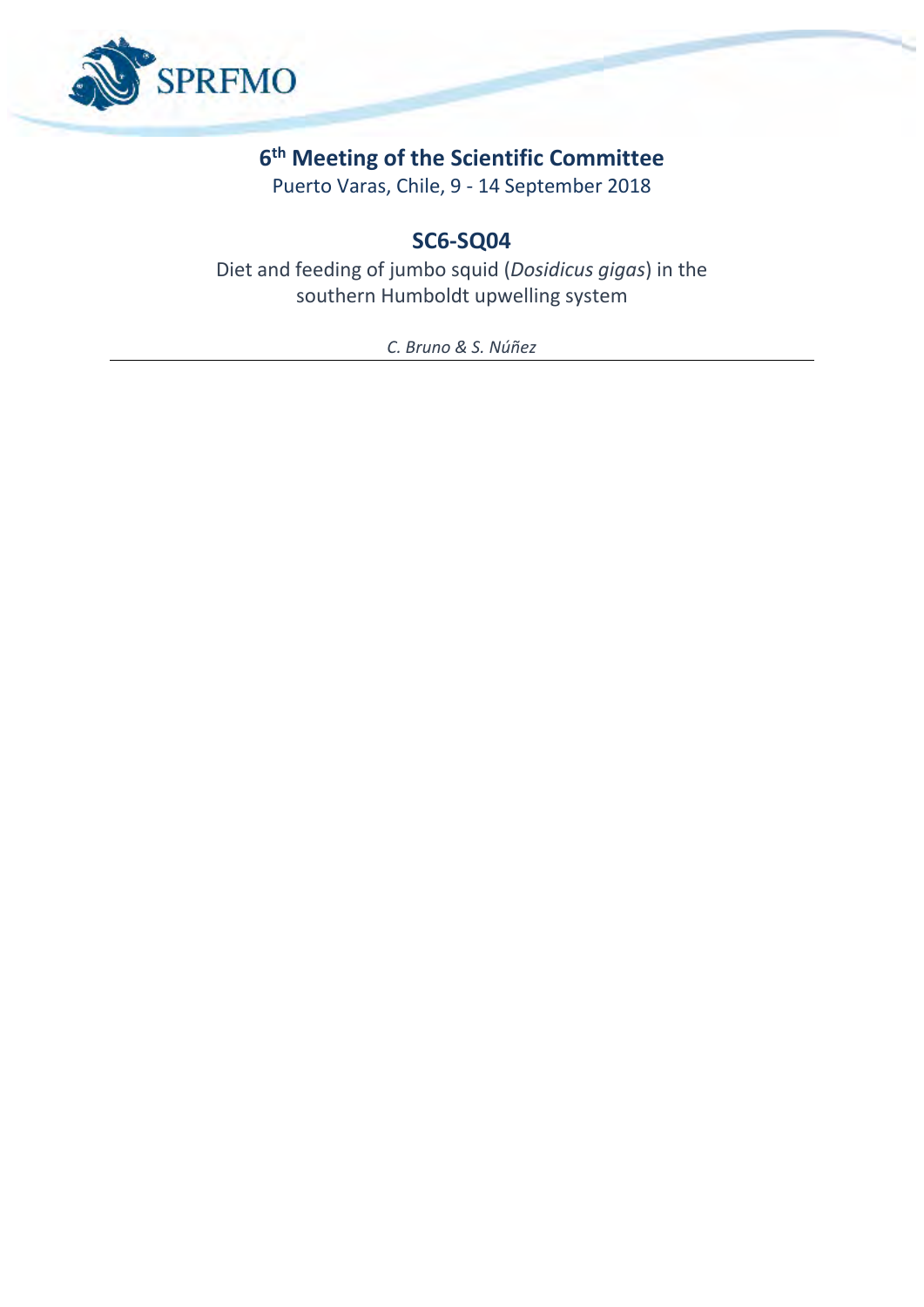SPRFMO

## 6th Meeting of the Scientific Committee

Puerto Varas, Chile, 9 - 14 September 2018

# SC6-SQ04

Diet and feeding of jumbo squid (*Dosidicus gigas*) in the southern Humboldt upwelling system

*C. Bruno & S. Núñez*

---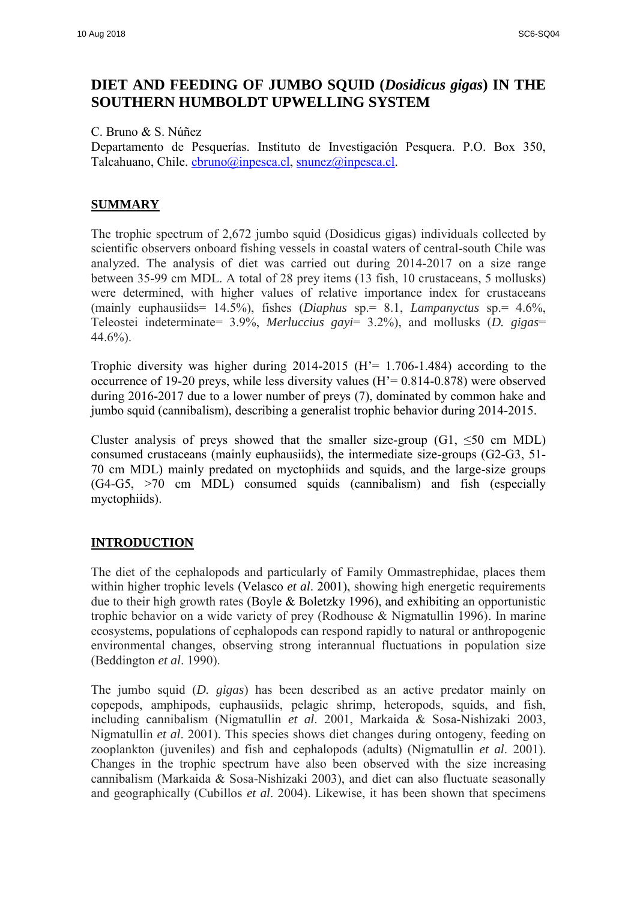# DIET AND FEEDING OF JUMBO SQUID (*Dosidicus gigas*) IN THE SOUTHERN HUMBOLDT UPWELLING SYSTEM

C. Bruno & S. Núñez

Departamento de Pesquerías. Instituto de Investigación Pesquera. P.O. Box 350, Talcahuano, Chile. cbruno@inpesca.cl, snunez@inpesca.cl.

## SUMMARY

The trophic spectrum of 2,672 jumbo squid (Dosidicus gigas) individuals collected by scientific observers onboard fishing vessels in coastal waters of central-south Chile was analyzed. The analysis of diet was carried out during 2014-2017 on a size range between 35-99 cm MDL. A total of 28 prey items (13 fish, 10 crustaceans, 5 mollusks) were determined, with higher values of relative importance index for crustaceans (mainly euphausiids= 14.5%), fishes (*Diaphus* sp.= 8.1, *Lampanyctus* sp.= 4.6%, Teleostei indeterminate= 3.9%, *Merluccius gayi*= 3.2%), and mollusks (*D. gigas*= 44.6%).

Trophic diversity was higher during 2014-2015 (H'= 1.706-1.484) according to the occurrence of 19-20 preys, while less diversity values (H'= 0.814-0.878) were observed during 2016-2017 due to a lower number of preys (7), dominated by common hake and jumbo squid (cannibalism), describing a generalist trophic behavior during 2014-2015.

Cluster analysis of preys showed that the smaller size-group (G1, ≤50 cm MDL) consumed crustaceans (mainly euphausiids), the intermediate size-groups (G2-G3, 51-70 cm MDL) mainly predated on myctophiids and squids, and the large-size groups (G4-G5, >70 cm MDL) consumed squids (cannibalism) and fish (especially myctophiids).

## INTRODUCTION

The diet of the cephalopods and particularly of Family Ommastrephidae, places them within higher trophic levels (Velasco *et al*. 2001), showing high energetic requirements due to their high growth rates (Boyle & Boletzky 1996), and exhibiting an opportunistic trophic behavior on a wide variety of prey (Rodhouse & Nigmatullin 1996). In marine ecosystems, populations of cephalopods can respond rapidly to natural or anthropogenic environmental changes, observing strong interannual fluctuations in population size (Beddington *et al*. 1990).

The jumbo squid (*D. gigas*) has been described as an active predator mainly on copepods, amphipods, euphausiids, pelagic shrimp, heteropods, squids, and fish, including cannibalism (Nigmatullin *et al*. 2001, Markaida & Sosa-Nishizaki 2003, Nigmatullin *et al*. 2001). This species shows diet changes during ontogeny, feeding on zooplankton (juveniles) and fish and cephalopods (adults) (Nigmatullin *et al*. 2001). Changes in the trophic spectrum have also been observed with the size increasing cannibalism (Markaida & Sosa-Nishizaki 2003), and diet can also fluctuate seasonally and geographically (Cubillos *et al*. 2004). Likewise, it has been shown that specimens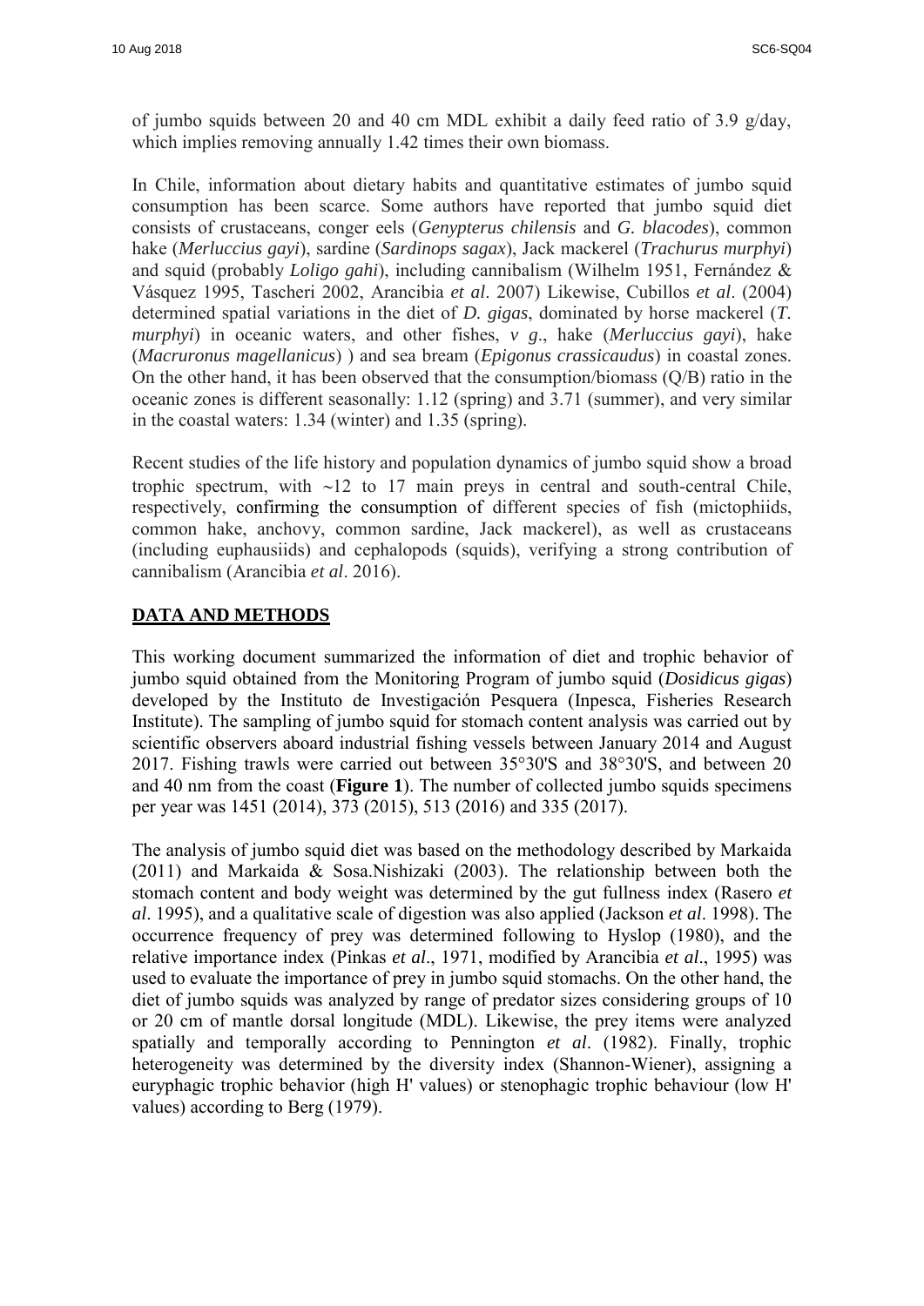of jumbo squids between 20 and 40 cm MDL exhibit a daily feed ratio of 3.9 g/day, which implies removing annually 1.42 times their own biomass.

In Chile, information about dietary habits and quantitative estimates of jumbo squid consumption has been scarce. Some authors have reported that jumbo squid diet consists of crustaceans, conger eels (*Genypterus chilensis* and *G. blacodes*), common hake (*Merluccius gayi*), sardine (*Sardinops sagax*), Jack mackerel (*Trachurus murphyi*) and squid (probably *Loligo gahi*), including cannibalism (Wilhelm 1951, Fernández & Vásquez 1995, Tascheri 2002, Arancibia *et al*. 2007) Likewise, Cubillos *et al*. (2004) determined spatial variations in the diet of *D. gigas*, dominated by horse mackerel (*T. murphyi*) in oceanic waters, and other fishes, *v g*., hake (*Merluccius gayi*), hake (*Macruronus magellanicus*) ) and sea bream (*Epigonus crassicaudus*) in coastal zones. On the other hand, it has been observed that the consumption/biomass (Q/B) ratio in the oceanic zones is different seasonally: 1.12 (spring) and 3.71 (summer), and very similar in the coastal waters: 1.34 (winter) and 1.35 (spring).

Recent studies of the life history and population dynamics of jumbo squid show a broad trophic spectrum, with ~12 to 17 main preys in central and south-central Chile, respectively, confirming the consumption of different species of fish (mictophiids, common hake, anchovy, common sardine, Jack mackerel), as well as crustaceans (including euphausiids) and cephalopods (squids), verifying a strong contribution of cannibalism (Arancibia *et al*. 2016).

## DATA AND METHODS

This working document summarized the information of diet and trophic behavior of jumbo squid obtained from the Monitoring Program of jumbo squid (*Dosidicus gigas*) developed by the Instituto de Investigación Pesquera (Inpesca, Fisheries Research Institute). The sampling of jumbo squid for stomach content analysis was carried out by scientific observers aboard industrial fishing vessels between January 2014 and August 2017. Fishing trawls were carried out between 35°30'S and 38°30'S, and between 20 and 40 nm from the coast (**Figure 1**). The number of collected jumbo squids specimens per year was 1451 (2014), 373 (2015), 513 (2016) and 335 (2017).

The analysis of jumbo squid diet was based on the methodology described by Markaida (2011) and Markaida & Sosa.Nishizaki (2003). The relationship between both the stomach content and body weight was determined by the gut fullness index (Rasero *et al*. 1995), and a qualitative scale of digestion was also applied (Jackson *et al*. 1998). The occurrence frequency of prey was determined following to Hyslop (1980), and the relative importance index (Pinkas *et al*., 1971, modified by Arancibia *et al*., 1995) was used to evaluate the importance of prey in jumbo squid stomachs. On the other hand, the diet of jumbo squids was analyzed by range of predator sizes considering groups of 10 or 20 cm of mantle dorsal longitude (MDL). Likewise, the prey items were analyzed spatially and temporally according to Pennington *et al*. (1982). Finally, trophic heterogeneity was determined by the diversity index (Shannon-Wiener), assigning a euryphagic trophic behavior (high H' values) or stenophagic trophic behaviour (low H' values) according to Berg (1979).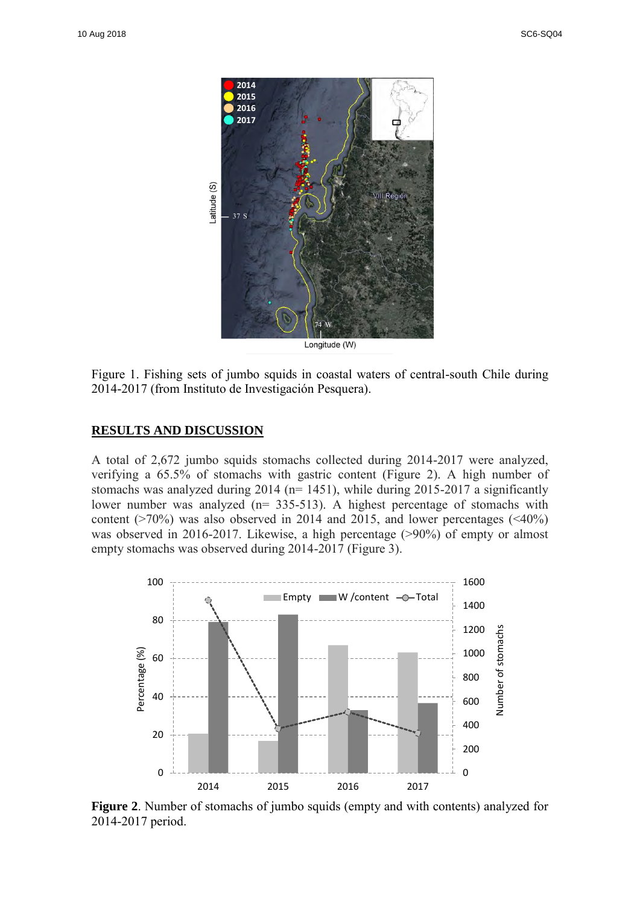Figure 1. Fishing sets of jumbo squids in coastal waters of central-south Chile during 2014-2017 (from Instituto de Investigación Pesquera).

## RESULTS AND DISCUSSION

A total of 2,672 jumbo squids stomachs collected during 2014-2017 were analyzed, verifying a 65.5% of stomachs with gastric content (Figure 2). A high number of stomachs was analyzed during 2014 (n= 1451), while during 2015-2017 a significantly lower number was analyzed (n= 335-513). A highest percentage of stomachs with content (>70%) was also observed in 2014 and 2015, and lower percentages (<40%) was observed in 2016-2017. Likewise, a high percentage (>90%) of empty or almost empty stomachs was observed during 2014-2017 (Figure 3).

**Figure 2**. Number of stomachs of jumbo squids (empty and with contents) analyzed for 2014-2017 period.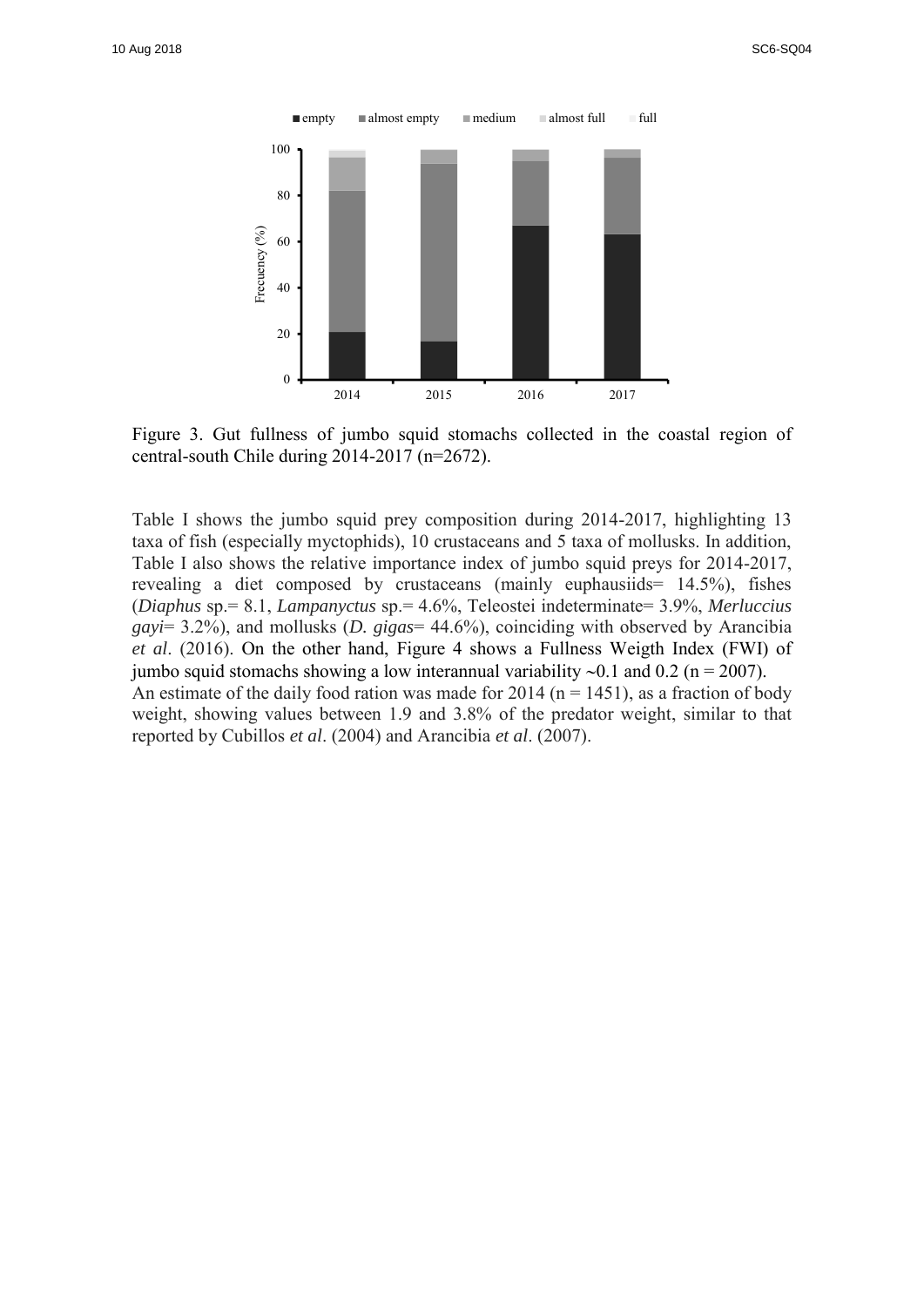Figure 3. Gut fullness of jumbo squid stomachs collected in the coastal region of central-south Chile during 2014-2017 (n=2672).

Table I shows the jumbo squid prey composition during 2014-2017, highlighting 13 taxa of fish (especially myctophids), 10 crustaceans and 5 taxa of mollusks. In addition, Table I also shows the relative importance index of jumbo squid preys for 2014-2017, revealing a diet composed by crustaceans (mainly euphausiids= 14.5%), fishes (*Diaphus* sp.= 8.1, *Lampanyctus* sp.= 4.6%, Teleostei indeterminate= 3.9%, *Merluccius gayi*= 3.2%), and mollusks (*D. gigas*= 44.6%), coinciding with observed by Arancibia *et al*. (2016). On the other hand, Figure 4 shows a Fullness Weigth Index (FWI) of jumbo squid stomachs showing a low interannual variability ~0.1 and 0.2 (n = 2007). An estimate of the daily food ration was made for 2014 (n = 1451), as a fraction of body weight, showing values between 1.9 and 3.8% of the predator weight, similar to that reported by Cubillos *et al*. (2004) and Arancibia *et al*. (2007).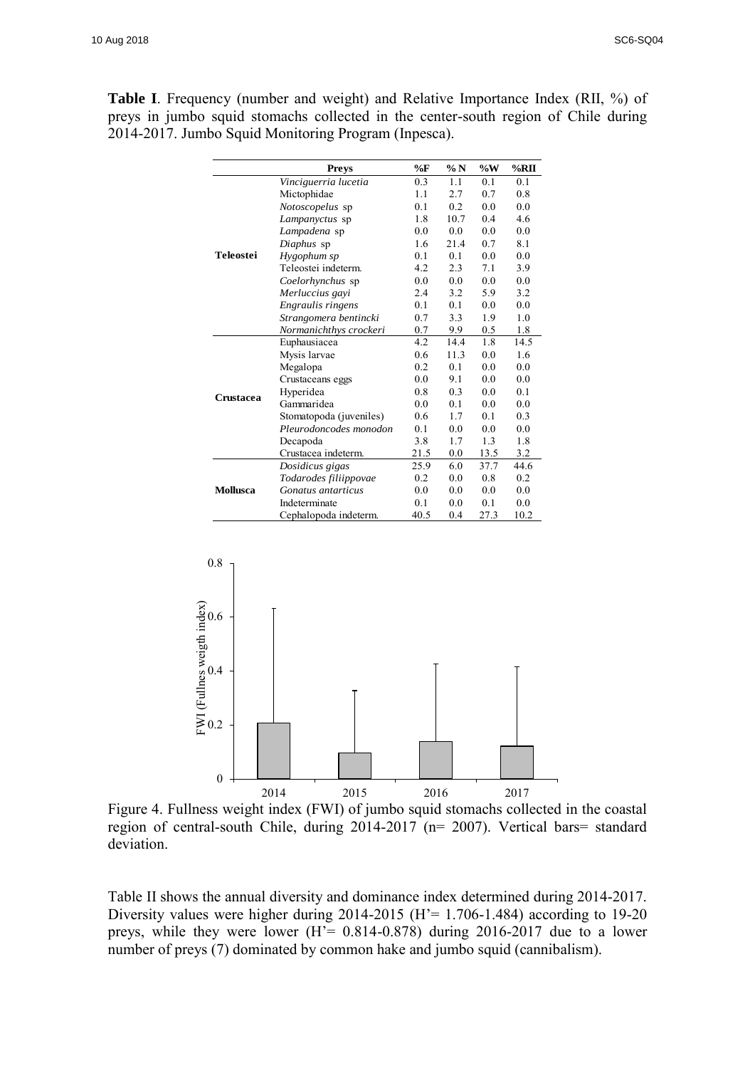**Table I**. Frequency (number and weight) and Relative Importance Index (RII, %) of preys in jumbo squid stomachs collected in the center-south region of Chile during 2014-2017. Jumbo Squid Monitoring Program (Inpesca).

| | Preys | %F | % N | %W | %RII |
|---|---|---|---|---|---|
| **Teleostei** | *Vinciguerria lucetia* | 0.3 | 1.1 | 0.1 | 0.1 |
| | Mictophidae | 1.1 | 2.7 | 0.7 | 0.8 |
| | *Notoscopelus* sp | 0.1 | 0.2 | 0.0 | 0.0 |
| | *Lampanyctus* sp | 1.8 | 10.7 | 0.4 | 4.6 |
| | *Lampadena* sp | 0.0 | 0.0 | 0.0 | 0.0 |
| | *Diaphus* sp | 1.6 | 21.4 | 0.7 | 8.1 |
| | *Hygophum sp* | 0.1 | 0.1 | 0.0 | 0.0 |
| | Teleostei indeterm. | 4.2 | 2.3 | 7.1 | 3.9 |
| | *Coelorhynchus* sp | 0.0 | 0.0 | 0.0 | 0.0 |
| | *Merluccius gayi* | 2.4 | 3.2 | 5.9 | 3.2 |
| | *Engraulis ringens* | 0.1 | 0.1 | 0.0 | 0.0 |
| | *Strangomera bentincki* | 0.7 | 3.3 | 1.9 | 1.0 |
| | *Normanichthys crockeri* | 0.7 | 9.9 | 0.5 | 1.8 |
| **Crustacea** | Euphausiacea | 4.2 | 14.4 | 1.8 | 14.5 |
| | Mysis larvae | 0.6 | 11.3 | 0.0 | 1.6 |
| | Megalopa | 0.2 | 0.1 | 0.0 | 0.0 |
| | Crustaceans eggs | 0.0 | 9.1 | 0.0 | 0.0 |
| | Hyperidea | 0.8 | 0.3 | 0.0 | 0.1 |
| | Gammaridea | 0.0 | 0.1 | 0.0 | 0.0 |
| | Stomatopoda (juveniles) | 0.6 | 1.7 | 0.1 | 0.3 |
| | *Pleurodoncodes monodon* | 0.1 | 0.0 | 0.0 | 0.0 |
| | Decapoda | 3.8 | 1.7 | 1.3 | 1.8 |
| | Crustacea indeterm. | 21.5 | 0.0 | 13.5 | 3.2 |
| **Mollusca** | *Dosidicus gigas* | 25.9 | 6.0 | 37.7 | 44.6 |
| | *Todarodes filiippovae* | 0.2 | 0.0 | 0.8 | 0.2 |
| | *Gonatus antarcticus* | 0.0 | 0.0 | 0.0 | 0.0 |
| | Indeterminate | 0.1 | 0.0 | 0.1 | 0.0 |
| | Cephalopoda indeterm. | 40.5 | 0.4 | 27.3 | 10.2 |

Figure 4. Fullness weight index (FWI) of jumbo squid stomachs collected in the coastal region of central-south Chile, during 2014-2017 (n= 2007). Vertical bars= standard deviation.

Table II shows the annual diversity and dominance index determined during 2014-2017. Diversity values were higher during 2014-2015 (H'= 1.706-1.484) according to 19-20 preys, while they were lower (H'= 0.814-0.878) during 2016-2017 due to a lower number of preys (7) dominated by common hake and jumbo squid (cannibalism).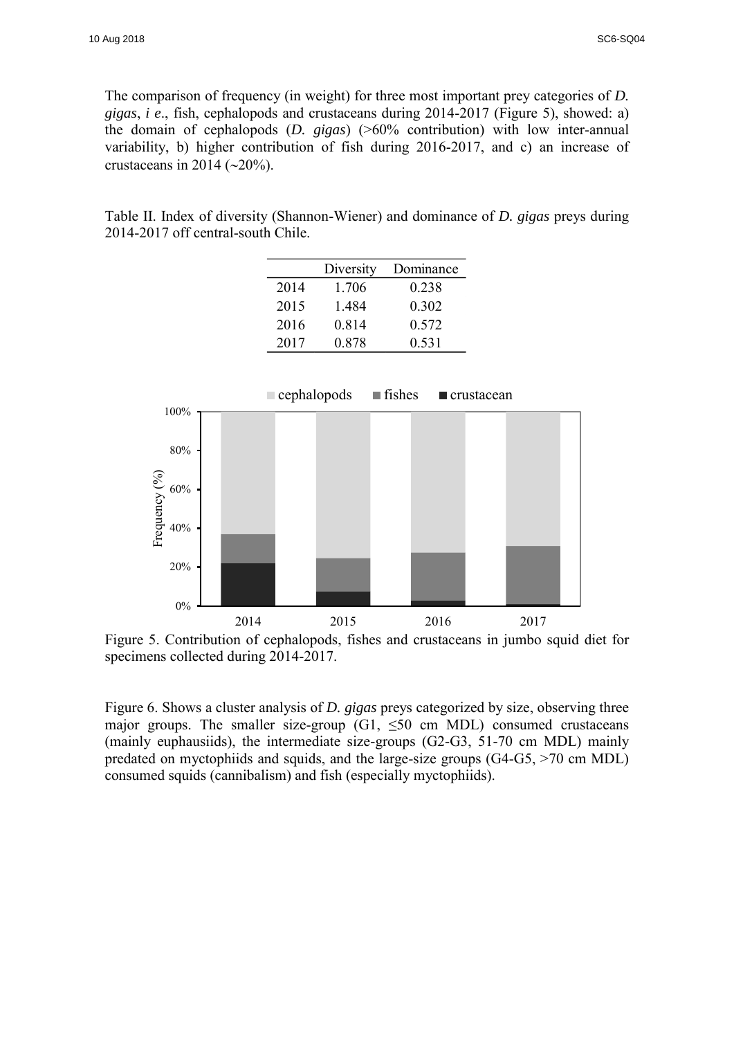The comparison of frequency (in weight) for three most important prey categories of *D. gigas*, *i e*., fish, cephalopods and crustaceans during 2014-2017 (Figure 5), showed: a) the domain of cephalopods (*D. gigas*) (>60% contribution) with low inter-annual variability, b) higher contribution of fish during 2016-2017, and c) an increase of crustaceans in 2014 (~20%).

Table II. Index of diversity (Shannon-Wiener) and dominance of *D. gigas* preys during 2014-2017 off central-south Chile.

| | Diversity | Dominance |
|---|---|---|
| 2014 | 1.706 | 0.238 |
| 2015 | 1.484 | 0.302 |
| 2016 | 0.814 | 0.572 |
| 2017 | 0.878 | 0.531 |

Figure 5. Contribution of cephalopods, fishes and crustaceans in jumbo squid diet for specimens collected during 2014-2017.

Figure 6. Shows a cluster analysis of *D. gigas* preys categorized by size, observing three major groups. The smaller size-group (G1, ≤50 cm MDL) consumed crustaceans (mainly euphausiids), the intermediate size-groups (G2-G3, 51-70 cm MDL) mainly predated on myctophiids and squids, and the large-size groups (G4-G5, >70 cm MDL) consumed squids (cannibalism) and fish (especially myctophiids).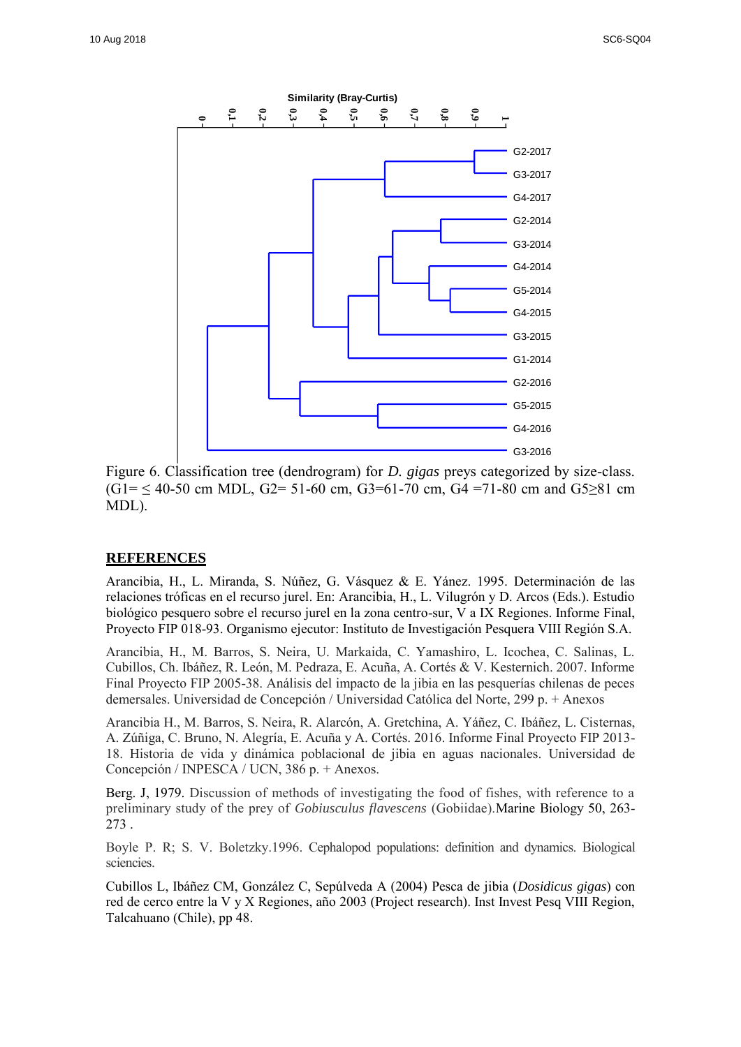Figure 6. Classification tree (dendrogram) for *D. gigas* preys categorized by size-class. (G1= ≤ 40-50 cm MDL, G2= 51-60 cm, G3=61-70 cm, G4 =71-80 cm and G5≥81 cm MDL).

## REFERENCES

Arancibia, H., L. Miranda, S. Núñez, G. Vásquez & E. Yánez. 1995. Determinación de las relaciones tróficas en el recurso jurel. En: Arancibia, H., L. Vilugrón y D. Arcos (Eds.). Estudio biológico pesquero sobre el recurso jurel en la zona centro-sur, V a IX Regiones. Informe Final, Proyecto FIP 018-93. Organismo ejecutor: Instituto de Investigación Pesquera VIII Región S.A.

Arancibia, H., M. Barros, S. Neira, U. Markaida, C. Yamashiro, L. Icochea, C. Salinas, L. Cubillos, Ch. Ibáñez, R. León, M. Pedraza, E. Acuña, A. Cortés & V. Kesternich. 2007. Informe Final Proyecto FIP 2005-38. Análisis del impacto de la jibia en las pesquerías chilenas de peces demersales. Universidad de Concepción / Universidad Católica del Norte, 299 p. + Anexos

Arancibia H., M. Barros, S. Neira, R. Alarcón, A. Gretchina, A. Yáñez, C. Ibáñez, L. Cisternas, A. Zúñiga, C. Bruno, N. Alegría, E. Acuña y A. Cortés. 2016. Informe Final Proyecto FIP 2013-18. Historia de vida y dinámica poblacional de jibia en aguas nacionales. Universidad de Concepción / INPESCA / UCN, 386 p. + Anexos.

Berg. J, 1979. Discussion of methods of investigating the food of fishes, with reference to a preliminary study of the prey of *Gobiusculus flavescens* (Gobiidae).Marine Biology 50, 263-273 .

Boyle P. R; S. V. Boletzky.1996. Cephalopod populations: definition and dynamics. Biological sciencies.

Cubillos L, Ibáñez CM, González C, Sepúlveda A (2004) Pesca de jibia (*Dosidicus gigas*) con red de cerco entre la V y X Regiones, año 2003 (Project research). Inst Invest Pesq VIII Region, Talcahuano (Chile), pp 48.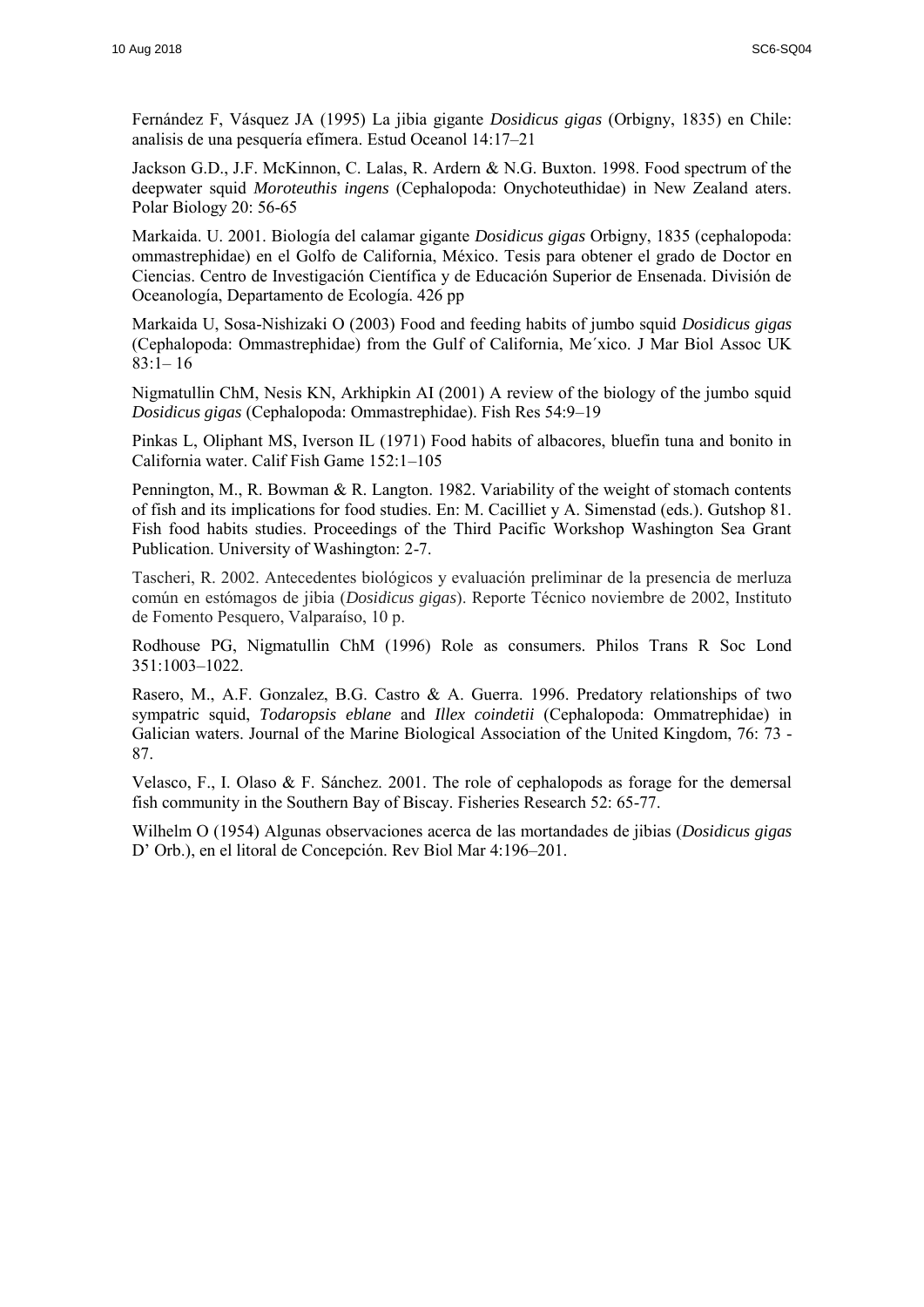Fernández F, Vásquez JA (1995) La jibia gigante *Dosidicus gigas* (Orbigny, 1835) en Chile: analisis de una pesquería efimera. Estud Oceanol 14:17–21

Jackson G.D., J.F. McKinnon, C. Lalas, R. Ardern & N.G. Buxton. 1998. Food spectrum of the deepwater squid *Moroteuthis ingens* (Cephalopoda: Onychoteuthidae) in New Zealand aters. Polar Biology 20: 56-65

Markaida. U. 2001. Biología del calamar gigante *Dosidicus gigas* Orbigny, 1835 (cephalopoda: ommastrephidae) en el Golfo de California, México. Tesis para obtener el grado de Doctor en Ciencias. Centro de Investigación Científica y de Educación Superior de Ensenada. División de Oceanología, Departamento de Ecología. 426 pp

Markaida U, Sosa-Nishizaki O (2003) Food and feeding habits of jumbo squid *Dosidicus gigas* (Cephalopoda: Ommastrephidae) from the Gulf of California, Me´xico. J Mar Biol Assoc UK 83:1– 16

Nigmatullin ChM, Nesis KN, Arkhipkin AI (2001) A review of the biology of the jumbo squid *Dosidicus gigas* (Cephalopoda: Ommastrephidae). Fish Res 54:9–19

Pinkas L, Oliphant MS, Iverson IL (1971) Food habits of albacores, bluefin tuna and bonito in California water. Calif Fish Game 152:1–105

Pennington, M., R. Bowman & R. Langton. 1982. Variability of the weight of stomach contents of fish and its implications for food studies. En: M. Cacilliet y A. Simenstad (eds.). Gutshop 81. Fish food habits studies. Proceedings of the Third Pacific Workshop Washington Sea Grant Publication. University of Washington: 2-7.

Tascheri, R. 2002. Antecedentes biológicos y evaluación preliminar de la presencia de merluza común en estómagos de jibia (*Dosidicus gigas*). Reporte Técnico noviembre de 2002, Instituto de Fomento Pesquero, Valparaíso, 10 p.

Rodhouse PG, Nigmatullin ChM (1996) Role as consumers. Philos Trans R Soc Lond 351:1003–1022.

Rasero, M., A.F. Gonzalez, B.G. Castro & A. Guerra. 1996. Predatory relationships of two sympatric squid, *Todaropsis eblane* and *Illex coindetii* (Cephalopoda: Ommatrephidae) in Galician waters. Journal of the Marine Biological Association of the United Kingdom, 76: 73 - 87.

Velasco, F., I. Olaso & F. Sánchez. 2001. The role of cephalopods as forage for the demersal fish community in the Southern Bay of Biscay. Fisheries Research 52: 65-77.

Wilhelm O (1954) Algunas observaciones acerca de las mortandades de jibias (*Dosidicus gigas* D' Orb.), en el litoral de Concepción. Rev Biol Mar 4:196–201.